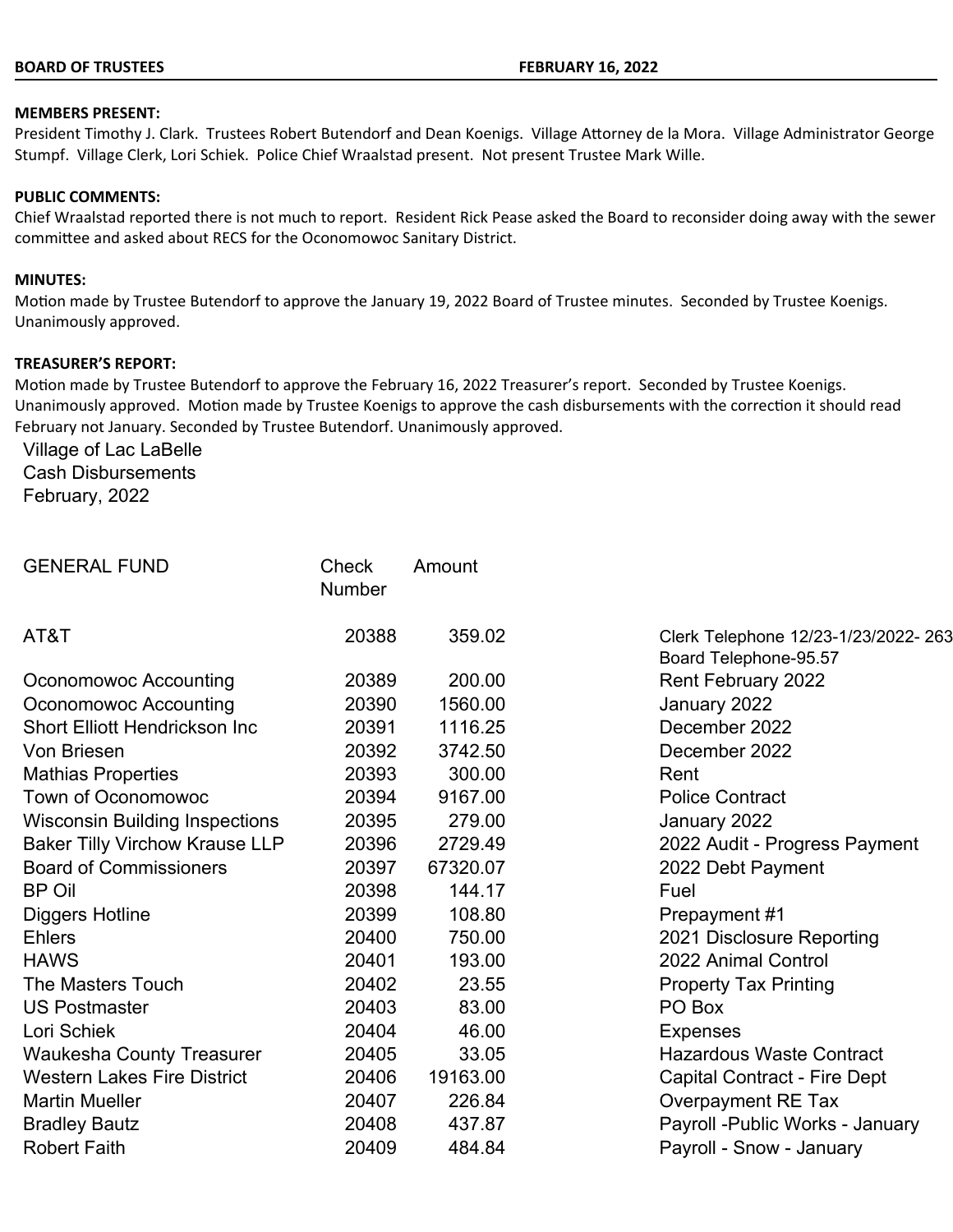**BOARD OF TRUSTEES** **FEBRUARY 16, 2022**

**MEMBERS PRESENT:**
President Timothy J. Clark. Trustees Robert Butendorf and Dean Koenigs. Village Attorney de la Mora. Village Administrator George Stumpf. Village Clerk, Lori Schiek. Police Chief Wraalstad present. Not present Trustee Mark Wille.

**PUBLIC COMMENTS:**
Chief Wraalstad reported there is not much to report. Resident Rick Pease asked the Board to reconsider doing away with the sewer committee and asked about RECS for the Oconomowoc Sanitary District.

**MINUTES:**
Motion made by Trustee Butendorf to approve the January 19, 2022 Board of Trustee minutes. Seconded by Trustee Koenigs. Unanimously approved.

**TREASURER'S REPORT:**
Motion made by Trustee Butendorf to approve the February 16, 2022 Treasurer's report. Seconded by Trustee Koenigs. Unanimously approved. Motion made by Trustee Koenigs to approve the cash disbursements with the correction it should read February not January. Seconded by Trustee Butendorf. Unanimously approved.

Village of Lac LaBelle
Cash Disbursements
February, 2022

| GENERAL FUND | Check Number | Amount | |
|---|---|---|---|
| AT&T | 20388 | 359.02 | Clerk Telephone 12/23-1/23/2022- 263 Board Telephone-95.57 |
| Oconomowoc Accounting | 20389 | 200.00 | Rent February 2022 |
| Oconomowoc Accounting | 20390 | 1560.00 | January 2022 |
| Short Elliott Hendrickson Inc | 20391 | 1116.25 | December 2022 |
| Von Briesen | 20392 | 3742.50 | December 2022 |
| Mathias Properties | 20393 | 300.00 | Rent |
| Town of Oconomowoc | 20394 | 9167.00 | Police Contract |
| Wisconsin Building Inspections | 20395 | 279.00 | January 2022 |
| Baker Tilly Virchow Krause LLP | 20396 | 2729.49 | 2022 Audit - Progress Payment |
| Board of Commissioners | 20397 | 67320.07 | 2022 Debt Payment |
| BP Oil | 20398 | 144.17 | Fuel |
| Diggers Hotline | 20399 | 108.80 | Prepayment #1 |
| Ehlers | 20400 | 750.00 | 2021 Disclosure Reporting |
| HAWS | 20401 | 193.00 | 2022 Animal Control |
| The Masters Touch | 20402 | 23.55 | Property Tax Printing |
| US Postmaster | 20403 | 83.00 | PO Box |
| Lori Schiek | 20404 | 46.00 | Expenses |
| Waukesha County Treasurer | 20405 | 33.05 | Hazardous Waste Contract |
| Western Lakes Fire District | 20406 | 19163.00 | Capital Contract - Fire Dept |
| Martin Mueller | 20407 | 226.84 | Overpayment RE Tax |
| Bradley Bautz | 20408 | 437.87 | Payroll -Public Works - January |
| Robert Faith | 20409 | 484.84 | Payroll - Snow - January |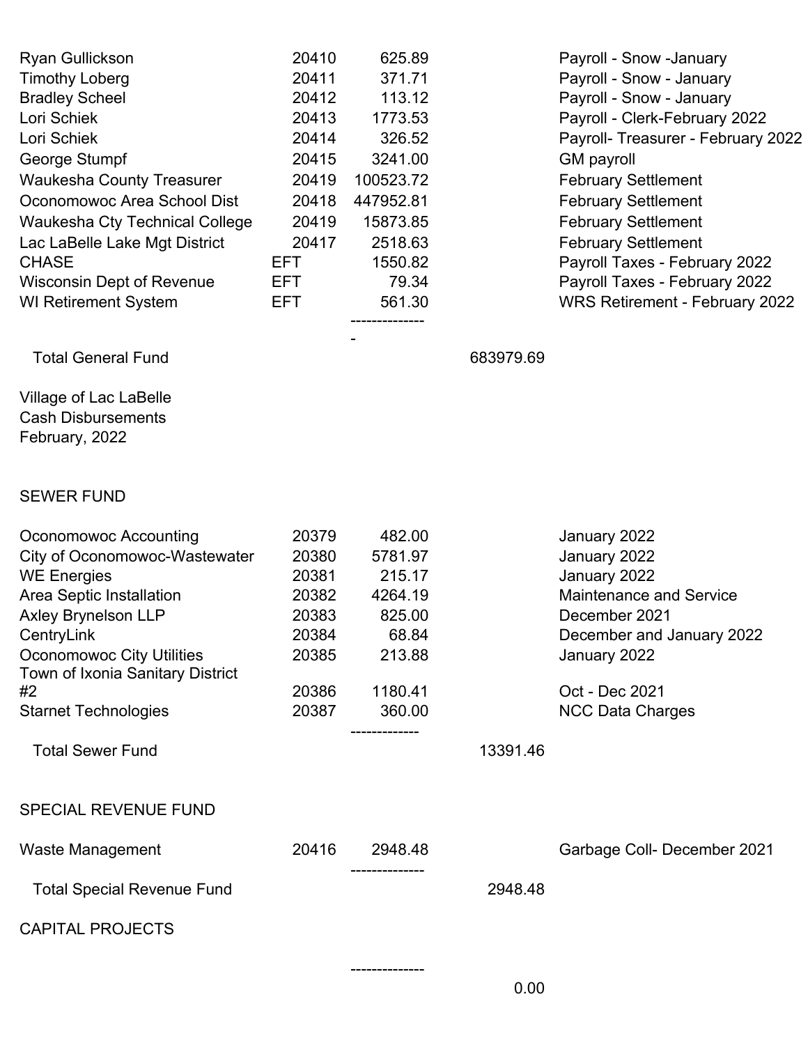| | | | | |
|---|---|---|---|---|
| Ryan Gullickson | 20410 | 625.89 | | Payroll - Snow -January |
| Timothy Loberg | 20411 | 371.71 | | Payroll - Snow - January |
| Bradley Scheel | 20412 | 113.12 | | Payroll - Snow - January |
| Lori Schiek | 20413 | 1773.53 | | Payroll - Clerk-February 2022 |
| Lori Schiek | 20414 | 326.52 | | Payroll- Treasurer - February 2022 |
| George Stumpf | 20415 | 3241.00 | | GM payroll |
| Waukesha County Treasurer | 20419 | 100523.72 | | February Settlement |
| Oconomowoc Area School Dist | 20418 | 447952.81 | | February Settlement |
| Waukesha Cty Technical College | 20419 | 15873.85 | | February Settlement |
| Lac LaBelle Lake Mgt District | 20417 | 2518.63 | | February Settlement |
| CHASE | EFT | 1550.82 | | Payroll Taxes - February 2022 |
| Wisconsin Dept of Revenue | EFT | 79.34 | | Payroll Taxes - February 2022 |
| WI Retirement System | EFT | 561.30 | | WRS Retirement - February 2022 |
| | | --------------- | | |
| Total General Fund | | | 683979.69 | |

Village of Lac LaBelle
Cash Disbursements
February, 2022

SEWER FUND

| | | | | |
|---|---|---|---|---|
| Oconomowoc Accounting | 20379 | 482.00 | | January 2022 |
| City of Oconomowoc-Wastewater | 20380 | 5781.97 | | January 2022 |
| WE Energies | 20381 | 215.17 | | January 2022 |
| Area Septic Installation | 20382 | 4264.19 | | Maintenance and Service |
| Axley Brynelson LLP | 20383 | 825.00 | | December 2021 |
| CentryLink | 20384 | 68.84 | | December and January 2022 |
| Oconomowoc City Utilities | 20385 | 213.88 | | January 2022 |
| Town of Ixonia Sanitary District #2 | 20386 | 1180.41 | | Oct - Dec 2021 |
| Starnet Technologies | 20387 | 360.00 | | NCC Data Charges |
| | | ------------- | | |
| Total Sewer Fund | | | 13391.46 | |

SPECIAL REVENUE FUND

| | | | | |
|---|---|---|---|---|
| Waste Management | 20416 | 2948.48 | | Garbage Coll- December 2021 |
| | | -------------- | | |
| Total Special Revenue Fund | | | 2948.48 | |

CAPITAL PROJECTS

| | | | | |
|---|---|---|---|---|
| | | -------------- | | |
| | | | 0.00 | |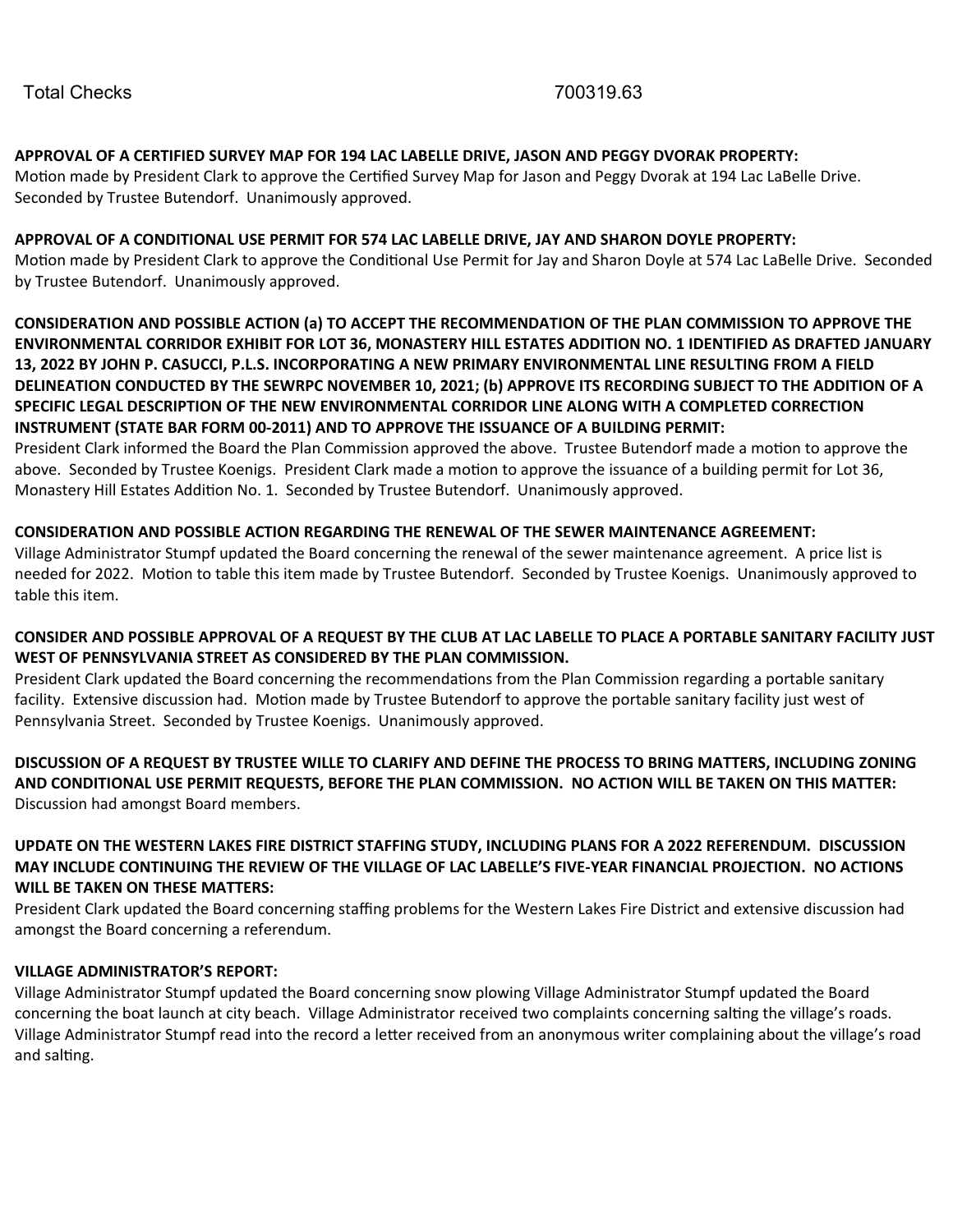| Total Checks | 700319.63 |
| --- | --- |

**APPROVAL OF A CERTIFIED SURVEY MAP FOR 194 LAC LABELLE DRIVE, JASON AND PEGGY DVORAK PROPERTY:**
Motion made by President Clark to approve the Certified Survey Map for Jason and Peggy Dvorak at 194 Lac LaBelle Drive. Seconded by Trustee Butendorf. Unanimously approved.

**APPROVAL OF A CONDITIONAL USE PERMIT FOR 574 LAC LABELLE DRIVE, JAY AND SHARON DOYLE PROPERTY:**
Motion made by President Clark to approve the Conditional Use Permit for Jay and Sharon Doyle at 574 Lac LaBelle Drive. Seconded by Trustee Butendorf. Unanimously approved.

**CONSIDERATION AND POSSIBLE ACTION (a) TO ACCEPT THE RECOMMENDATION OF THE PLAN COMMISSION TO APPROVE THE ENVIRONMENTAL CORRIDOR EXHIBIT FOR LOT 36, MONASTERY HILL ESTATES ADDITION NO. 1 IDENTIFIED AS DRAFTED JANUARY 13, 2022 BY JOHN P. CASUCCI, P.L.S. INCORPORATING A NEW PRIMARY ENVIRONMENTAL LINE RESULTING FROM A FIELD DELINEATION CONDUCTED BY THE SEWRPC NOVEMBER 10, 2021; (b) APPROVE ITS RECORDING SUBJECT TO THE ADDITION OF A SPECIFIC LEGAL DESCRIPTION OF THE NEW ENVIRONMENTAL CORRIDOR LINE ALONG WITH A COMPLETED CORRECTION INSTRUMENT (STATE BAR FORM 00-2011) AND TO APPROVE THE ISSUANCE OF A BUILDING PERMIT:**
President Clark informed the Board the Plan Commission approved the above. Trustee Butendorf made a motion to approve the above. Seconded by Trustee Koenigs. President Clark made a motion to approve the issuance of a building permit for Lot 36, Monastery Hill Estates Addition No. 1. Seconded by Trustee Butendorf. Unanimously approved.

**CONSIDERATION AND POSSIBLE ACTION REGARDING THE RENEWAL OF THE SEWER MAINTENANCE AGREEMENT:**
Village Administrator Stumpf updated the Board concerning the renewal of the sewer maintenance agreement. A price list is needed for 2022. Motion to table this item made by Trustee Butendorf. Seconded by Trustee Koenigs. Unanimously approved to table this item.

**CONSIDER AND POSSIBLE APPROVAL OF A REQUEST BY THE CLUB AT LAC LABELLE TO PLACE A PORTABLE SANITARY FACILITY JUST WEST OF PENNSYLVANIA STREET AS CONSIDERED BY THE PLAN COMMISSION.**
President Clark updated the Board concerning the recommendations from the Plan Commission regarding a portable sanitary facility. Extensive discussion had. Motion made by Trustee Butendorf to approve the portable sanitary facility just west of Pennsylvania Street. Seconded by Trustee Koenigs. Unanimously approved.

**DISCUSSION OF A REQUEST BY TRUSTEE WILLE TO CLARIFY AND DEFINE THE PROCESS TO BRING MATTERS, INCLUDING ZONING AND CONDITIONAL USE PERMIT REQUESTS, BEFORE THE PLAN COMMISSION. NO ACTION WILL BE TAKEN ON THIS MATTER:**
Discussion had amongst Board members.

**UPDATE ON THE WESTERN LAKES FIRE DISTRICT STAFFING STUDY, INCLUDING PLANS FOR A 2022 REFERENDUM. DISCUSSION MAY INCLUDE CONTINUING THE REVIEW OF THE VILLAGE OF LAC LABELLE'S FIVE-YEAR FINANCIAL PROJECTION. NO ACTIONS WILL BE TAKEN ON THESE MATTERS:**
President Clark updated the Board concerning staffing problems for the Western Lakes Fire District and extensive discussion had amongst the Board concerning a referendum.

**VILLAGE ADMINISTRATOR'S REPORT:**
Village Administrator Stumpf updated the Board concerning snow plowing Village Administrator Stumpf updated the Board concerning the boat launch at city beach. Village Administrator received two complaints concerning salting the village's roads. Village Administrator Stumpf read into the record a letter received from an anonymous writer complaining about the village's road and salting.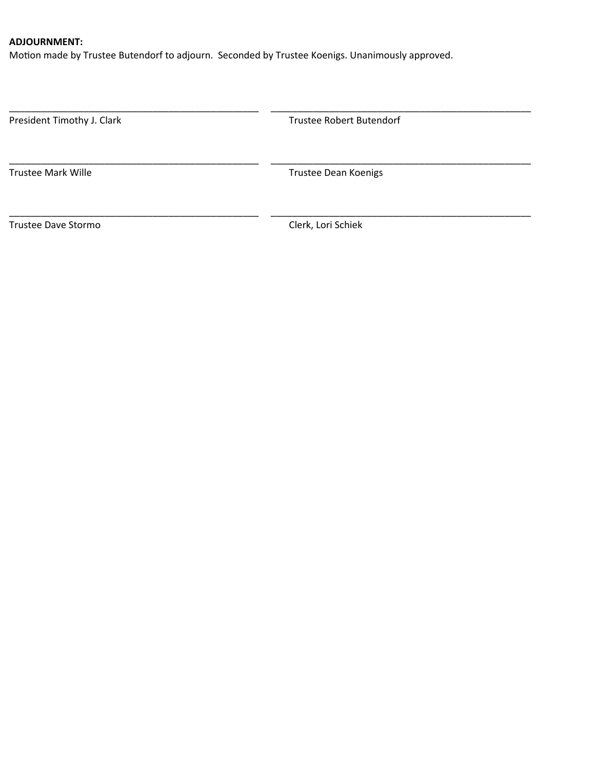**ADJOURNMENT:**

Motion made by Trustee Butendorf to adjourn. Seconded by Trustee Koenigs. Unanimously approved.

\_\_\_\_\_\_\_\_\_\_\_\_\_\_\_\_\_\_\_\_\_\_\_\_\_\_\_\_\_\_\_\_\_\_\_\_\_\_\_\_\_\_\_\_
President Timothy J. Clark

\_\_\_\_\_\_\_\_\_\_\_\_\_\_\_\_\_\_\_\_\_\_\_\_\_\_\_\_\_\_\_\_\_\_\_\_\_\_\_\_\_\_\_\_
Trustee Robert Butendorf

\_\_\_\_\_\_\_\_\_\_\_\_\_\_\_\_\_\_\_\_\_\_\_\_\_\_\_\_\_\_\_\_\_\_\_\_\_\_\_\_\_\_\_\_
Trustee Mark Wille

\_\_\_\_\_\_\_\_\_\_\_\_\_\_\_\_\_\_\_\_\_\_\_\_\_\_\_\_\_\_\_\_\_\_\_\_\_\_\_\_\_\_\_\_
Trustee Dean Koenigs

\_\_\_\_\_\_\_\_\_\_\_\_\_\_\_\_\_\_\_\_\_\_\_\_\_\_\_\_\_\_\_\_\_\_\_\_\_\_\_\_\_\_\_\_
Trustee Dave Stormo

\_\_\_\_\_\_\_\_\_\_\_\_\_\_\_\_\_\_\_\_\_\_\_\_\_\_\_\_\_\_\_\_\_\_\_\_\_\_\_\_\_\_\_\_
Clerk, Lori Schiek